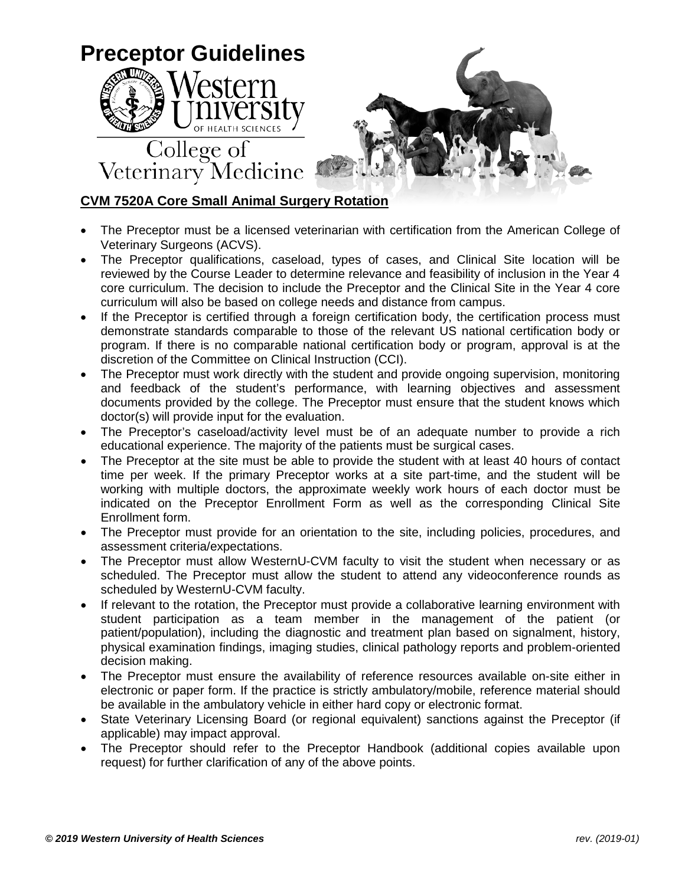# Preceptor Guidelines

Western University OF HEALTH SCIENCES

College of Veterinary Medicine

## CVM 7520A Core Small Animal Surgery Rotation

- The Preceptor must be a licensed veterinarian with certification from the American College of Veterinary Surgeons (ACVS).
- The Preceptor qualifications, caseload, types of cases, and Clinical Site location will be reviewed by the Course Leader to determine relevance and feasibility of inclusion in the Year 4 core curriculum. The decision to include the Preceptor and the Clinical Site in the Year 4 core curriculum will also be based on college needs and distance from campus.
- If the Preceptor is certified through a foreign certification body, the certification process must demonstrate standards comparable to those of the relevant US national certification body or program. If there is no comparable national certification body or program, approval is at the discretion of the Committee on Clinical Instruction (CCI).
- The Preceptor must work directly with the student and provide ongoing supervision, monitoring and feedback of the student's performance, with learning objectives and assessment documents provided by the college. The Preceptor must ensure that the student knows which doctor(s) will provide input for the evaluation.
- The Preceptor's caseload/activity level must be of an adequate number to provide a rich educational experience. The majority of the patients must be surgical cases.
- The Preceptor at the site must be able to provide the student with at least 40 hours of contact time per week. If the primary Preceptor works at a site part-time, and the student will be working with multiple doctors, the approximate weekly work hours of each doctor must be indicated on the Preceptor Enrollment Form as well as the corresponding Clinical Site Enrollment form.
- The Preceptor must provide for an orientation to the site, including policies, procedures, and assessment criteria/expectations.
- The Preceptor must allow WesternU-CVM faculty to visit the student when necessary or as scheduled. The Preceptor must allow the student to attend any videoconference rounds as scheduled by WesternU-CVM faculty.
- If relevant to the rotation, the Preceptor must provide a collaborative learning environment with student participation as a team member in the management of the patient (or patient/population), including the diagnostic and treatment plan based on signalment, history, physical examination findings, imaging studies, clinical pathology reports and problem-oriented decision making.
- The Preceptor must ensure the availability of reference resources available on-site either in electronic or paper form. If the practice is strictly ambulatory/mobile, reference material should be available in the ambulatory vehicle in either hard copy or electronic format.
- State Veterinary Licensing Board (or regional equivalent) sanctions against the Preceptor (if applicable) may impact approval.
- The Preceptor should refer to the Preceptor Handbook (additional copies available upon request) for further clarification of any of the above points.

***© 2019 Western University of Health Sciences*** *rev. (2019-01)*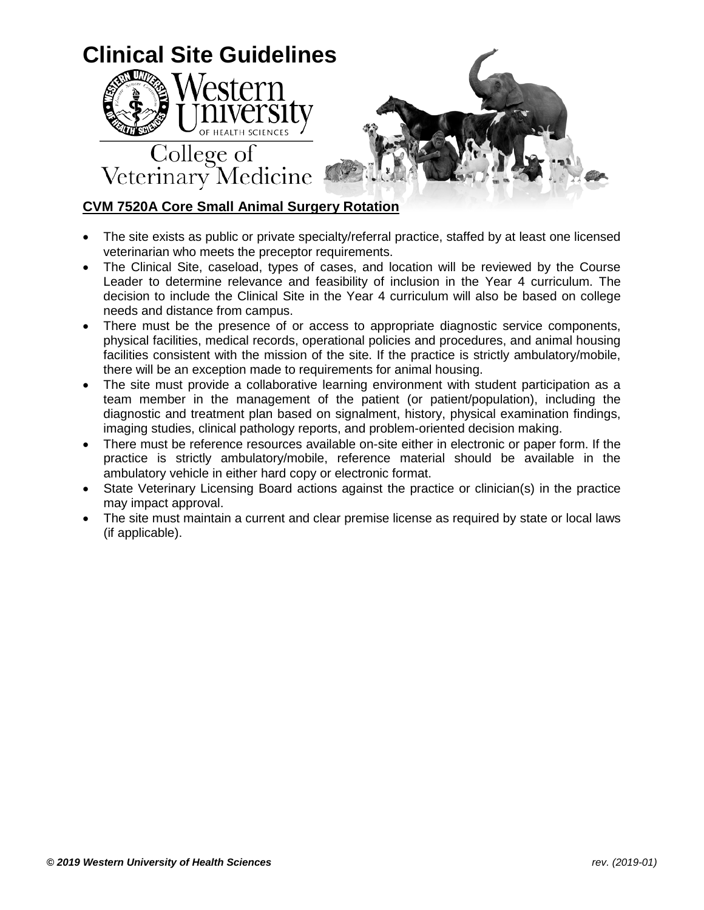# Clinical Site Guidelines

Western University of Health Sciences

College of Veterinary Medicine

**CVM 7520A Core Small Animal Surgery Rotation**

- The site exists as public or private specialty/referral practice, staffed by at least one licensed veterinarian who meets the preceptor requirements.
- The Clinical Site, caseload, types of cases, and location will be reviewed by the Course Leader to determine relevance and feasibility of inclusion in the Year 4 curriculum. The decision to include the Clinical Site in the Year 4 curriculum will also be based on college needs and distance from campus.
- There must be the presence of or access to appropriate diagnostic service components, physical facilities, medical records, operational policies and procedures, and animal housing facilities consistent with the mission of the site. If the practice is strictly ambulatory/mobile, there will be an exception made to requirements for animal housing.
- The site must provide a collaborative learning environment with student participation as a team member in the management of the patient (or patient/population), including the diagnostic and treatment plan based on signalment, history, physical examination findings, imaging studies, clinical pathology reports, and problem-oriented decision making.
- There must be reference resources available on-site either in electronic or paper form. If the practice is strictly ambulatory/mobile, reference material should be available in the ambulatory vehicle in either hard copy or electronic format.
- State Veterinary Licensing Board actions against the practice or clinician(s) in the practice may impact approval.
- The site must maintain a current and clear premise license as required by state or local laws (if applicable).

*© 2019 Western University of Health Sciences* *rev. (2019-01)*